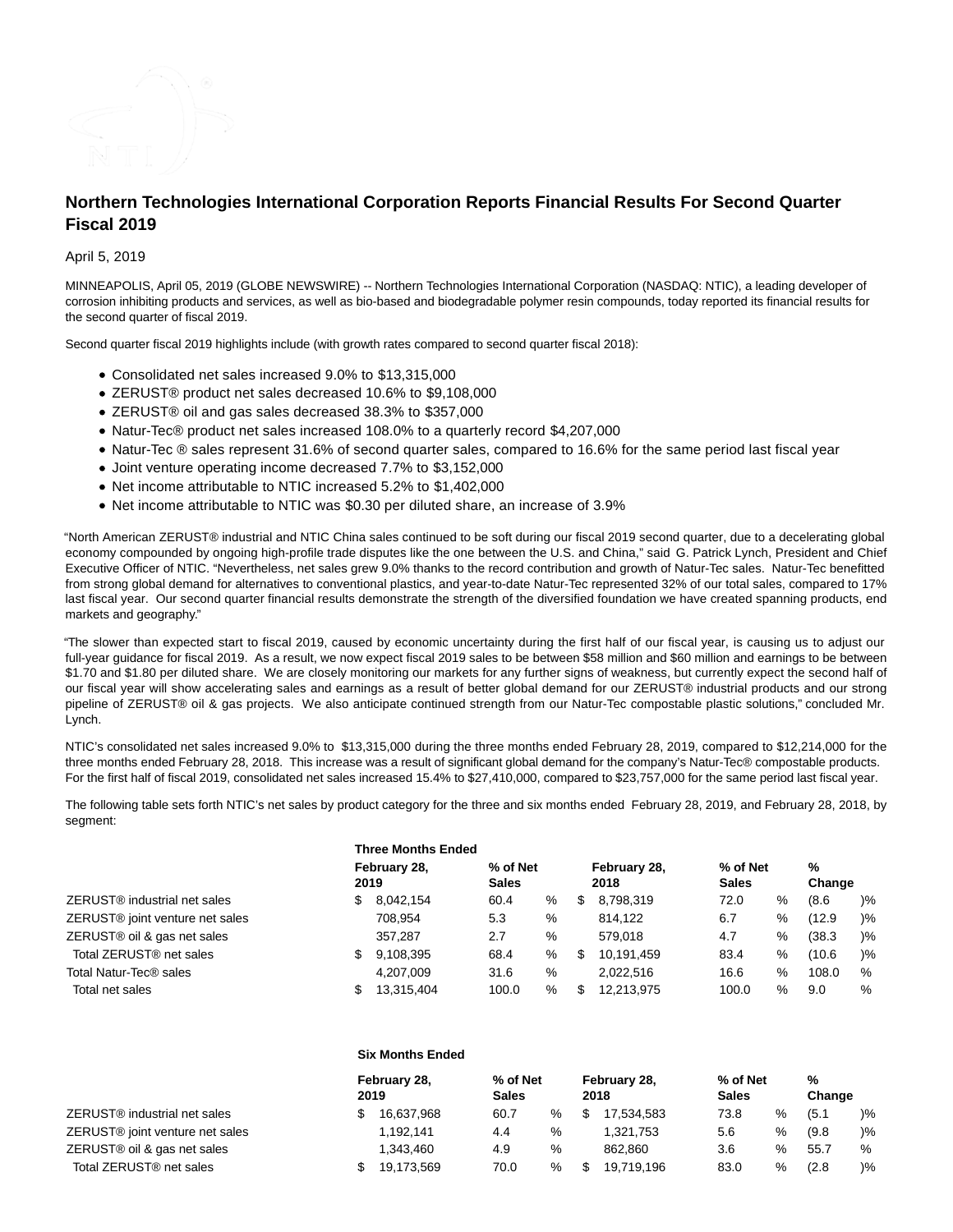# Northern Technologies International Corporation Reports Financial Results For Second Quarter Fiscal 2019

April 5, 2019

MINNEAPOLIS, April 05, 2019 (GLOBE NEWSWIRE) -- Northern Technologies International Corporation (NASDAQ: NTIC), a leading developer of corrosion inhibiting products and services, as well as bio-based and biodegradable polymer resin compounds, today reported its financial results for the second quarter of fiscal 2019.

Second quarter fiscal 2019 highlights include (with growth rates compared to second quarter fiscal 2018):

- Consolidated net sales increased 9.0% to $13,315,000
- ZERUST® product net sales decreased 10.6% to $9,108,000
- ZERUST® oil and gas sales decreased 38.3% to $357,000
- Natur-Tec® product net sales increased 108.0% to a quarterly record $4,207,000
- Natur-Tec ® sales represent 31.6% of second quarter sales, compared to 16.6% for the same period last fiscal year
- Joint venture operating income decreased 7.7% to $3,152,000
- Net income attributable to NTIC increased 5.2% to $1,402,000
- Net income attributable to NTIC was $0.30 per diluted share, an increase of 3.9%

"North American ZERUST® industrial and NTIC China sales continued to be soft during our fiscal 2019 second quarter, due to a decelerating global economy compounded by ongoing high-profile trade disputes like the one between the U.S. and China," said G. Patrick Lynch, President and Chief Executive Officer of NTIC. "Nevertheless, net sales grew 9.0% thanks to the record contribution and growth of Natur-Tec sales. Natur-Tec benefitted from strong global demand for alternatives to conventional plastics, and year-to-date Natur-Tec represented 32% of our total sales, compared to 17% last fiscal year. Our second quarter financial results demonstrate the strength of the diversified foundation we have created spanning products, end markets and geography."

"The slower than expected start to fiscal 2019, caused by economic uncertainty during the first half of our fiscal year, is causing us to adjust our full-year guidance for fiscal 2019. As a result, we now expect fiscal 2019 sales to be between $58 million and $60 million and earnings to be between $1.70 and $1.80 per diluted share. We are closely monitoring our markets for any further signs of weakness, but currently expect the second half of our fiscal year will show accelerating sales and earnings as a result of better global demand for our ZERUST® industrial products and our strong pipeline of ZERUST® oil & gas projects. We also anticipate continued strength from our Natur-Tec compostable plastic solutions," concluded Mr. Lynch.

NTIC's consolidated net sales increased 9.0% to $13,315,000 during the three months ended February 28, 2019, compared to $12,214,000 for the three months ended February 28, 2018. This increase was a result of significant global demand for the company's Natur-Tec® compostable products. For the first half of fiscal 2019, consolidated net sales increased 15.4% to $27,410,000, compared to $23,757,000 for the same period last fiscal year.

The following table sets forth NTIC's net sales by product category for the three and six months ended February 28, 2019, and February 28, 2018, by segment:

| | Three Months Ended | | | | | |
|---|---|---|---|---|---|---|
| | February 28, 2019 | % of Net Sales | | February 28, 2018 | % of Net Sales | % Change |
| ZERUST® industrial net sales | $ 8,042,154 | 60.4 | % | $ 8,798,319 | 72.0 % | (8.6)% |
| ZERUST® joint venture net sales | 708,954 | 5.3 | % | 814,122 | 6.7 % | (12.9)% |
| ZERUST® oil & gas net sales | 357,287 | 2.7 | % | 579,018 | 4.7 % | (38.3)% |
| Total ZERUST® net sales | $ 9,108,395 | 68.4 | % | $ 10,191,459 | 83.4 % | (10.6)% |
| Total Natur-Tec® sales | 4,207,009 | 31.6 | % | 2,022,516 | 16.6 % | 108.0 % |
| Total net sales | $ 13,315,404 | 100.0 | % | $ 12,213,975 | 100.0 % | 9.0 % |

| | Six Months Ended | | | | | |
|---|---|---|---|---|---|---|
| | February 28, 2019 | % of Net Sales | | February 28, 2018 | % of Net Sales | % Change |
| ZERUST® industrial net sales | $ 16,637,968 | 60.7 | % | $ 17,534,583 | 73.8 % | (5.1)% |
| ZERUST® joint venture net sales | 1,192,141 | 4.4 | % | 1,321,753 | 5.6 % | (9.8)% |
| ZERUST® oil & gas net sales | 1,343,460 | 4.9 | % | 862,860 | 3.6 % | 55.7 % |
| Total ZERUST® net sales | $ 19,173,569 | 70.0 | % | $ 19,719,196 | 83.0 % | (2.8)% |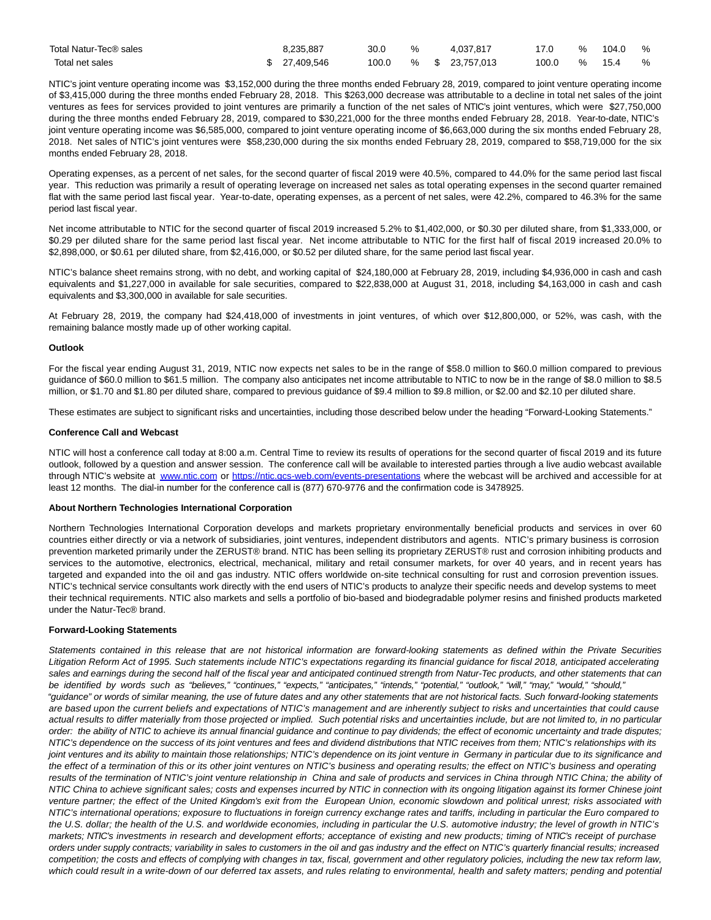| | | | | | | | | | |
|---|---|---|---|---|---|---|---|---|---|
| Total Natur-Tec® sales | | 8,235,887 | 30.0 | % | | 4,037,817 | 17.0 | % | 104.0 % |
| Total net sales | $ | 27,409,546 | 100.0 | % | $ | 23,757,013 | 100.0 | % | 15.4 % |

NTIC's joint venture operating income was $3,152,000 during the three months ended February 28, 2019, compared to joint venture operating income of $3,415,000 during the three months ended February 28, 2018. This $263,000 decrease was attributable to a decline in total net sales of the joint ventures as fees for services provided to joint ventures are primarily a function of the net sales of NTIC's joint ventures, which were $27,750,000 during the three months ended February 28, 2019, compared to $30,221,000 for the three months ended February 28, 2018. Year-to-date, NTIC's joint venture operating income was $6,585,000, compared to joint venture operating income of $6,663,000 during the six months ended February 28, 2018. Net sales of NTIC's joint ventures were $58,230,000 during the six months ended February 28, 2019, compared to $58,719,000 for the six months ended February 28, 2018.

Operating expenses, as a percent of net sales, for the second quarter of fiscal 2019 were 40.5%, compared to 44.0% for the same period last fiscal year. This reduction was primarily a result of operating leverage on increased net sales as total operating expenses in the second quarter remained flat with the same period last fiscal year. Year-to-date, operating expenses, as a percent of net sales, were 42.2%, compared to 46.3% for the same period last fiscal year.

Net income attributable to NTIC for the second quarter of fiscal 2019 increased 5.2% to $1,402,000, or $0.30 per diluted share, from $1,333,000, or $0.29 per diluted share for the same period last fiscal year. Net income attributable to NTIC for the first half of fiscal 2019 increased 20.0% to $2,898,000, or $0.61 per diluted share, from $2,416,000, or $0.52 per diluted share, for the same period last fiscal year.

NTIC's balance sheet remains strong, with no debt, and working capital of $24,180,000 at February 28, 2019, including $4,936,000 in cash and cash equivalents and $1,227,000 in available for sale securities, compared to $22,838,000 at August 31, 2018, including $4,163,000 in cash and cash equivalents and $3,300,000 in available for sale securities.

At February 28, 2019, the company had $24,418,000 of investments in joint ventures, of which over $12,800,000, or 52%, was cash, with the remaining balance mostly made up of other working capital.

**Outlook**

For the fiscal year ending August 31, 2019, NTIC now expects net sales to be in the range of $58.0 million to $60.0 million compared to previous guidance of $60.0 million to $61.5 million. The company also anticipates net income attributable to NTIC to now be in the range of $8.0 million to $8.5 million, or $1.70 and $1.80 per diluted share, compared to previous guidance of $9.4 million to $9.8 million, or $2.00 and $2.10 per diluted share.

These estimates are subject to significant risks and uncertainties, including those described below under the heading "Forward-Looking Statements."

**Conference Call and Webcast**

NTIC will host a conference call today at 8:00 a.m. Central Time to review its results of operations for the second quarter of fiscal 2019 and its future outlook, followed by a question and answer session. The conference call will be available to interested parties through a live audio webcast available through NTIC's website at www.ntic.com or https://ntic.gcs-web.com/events-presentations where the webcast will be archived and accessible for at least 12 months. The dial-in number for the conference call is (877) 670-9776 and the confirmation code is 3478925.

**About Northern Technologies International Corporation**

Northern Technologies International Corporation develops and markets proprietary environmentally beneficial products and services in over 60 countries either directly or via a network of subsidiaries, joint ventures, independent distributors and agents. NTIC's primary business is corrosion prevention marketed primarily under the ZERUST® brand. NTIC has been selling its proprietary ZERUST® rust and corrosion inhibiting products and services to the automotive, electronics, electrical, mechanical, military and retail consumer markets, for over 40 years, and in recent years has targeted and expanded into the oil and gas industry. NTIC offers worldwide on-site technical consulting for rust and corrosion prevention issues. NTIC's technical service consultants work directly with the end users of NTIC's products to analyze their specific needs and develop systems to meet their technical requirements. NTIC also markets and sells a portfolio of bio-based and biodegradable polymer resins and finished products marketed under the Natur-Tec® brand.

**Forward-Looking Statements**

*Statements contained in this release that are not historical information are forward-looking statements as defined within the Private Securities Litigation Reform Act of 1995. Such statements include NTIC's expectations regarding its financial guidance for fiscal 2018, anticipated accelerating sales and earnings during the second half of the fiscal year and anticipated continued strength from Natur-Tec products, and other statements that can be identified by words such as "believes," "continues," "expects," "anticipates," "intends," "potential," "outlook," "will," "may," "would," "should," "guidance" or words of similar meaning, the use of future dates and any other statements that are not historical facts. Such forward-looking statements are based upon the current beliefs and expectations of NTIC's management and are inherently subject to risks and uncertainties that could cause actual results to differ materially from those projected or implied. Such potential risks and uncertainties include, but are not limited to, in no particular order: the ability of NTIC to achieve its annual financial guidance and continue to pay dividends; the effect of economic uncertainty and trade disputes; NTIC's dependence on the success of its joint ventures and fees and dividend distributions that NTIC receives from them; NTIC's relationships with its joint ventures and its ability to maintain those relationships; NTIC's dependence on its joint venture in Germany in particular due to its significance and the effect of a termination of this or its other joint ventures on NTIC's business and operating results; the effect on NTIC's business and operating results of the termination of NTIC's joint venture relationship in China and sale of products and services in China through NTIC China; the ability of NTIC China to achieve significant sales; costs and expenses incurred by NTIC in connection with its ongoing litigation against its former Chinese joint venture partner; the effect of the United Kingdom's exit from the European Union, economic slowdown and political unrest; risks associated with NTIC's international operations; exposure to fluctuations in foreign currency exchange rates and tariffs, including in particular the Euro compared to the U.S. dollar; the health of the U.S. and worldwide economies, including in particular the U.S. automotive industry; the level of growth in NTIC's markets; NTIC's investments in research and development efforts; acceptance of existing and new products; timing of NTIC's receipt of purchase orders under supply contracts; variability in sales to customers in the oil and gas industry and the effect on NTIC's quarterly financial results; increased competition; the costs and effects of complying with changes in tax, fiscal, government and other regulatory policies, including the new tax reform law, which could result in a write-down of our deferred tax assets, and rules relating to environmental, health and safety matters; pending and potential*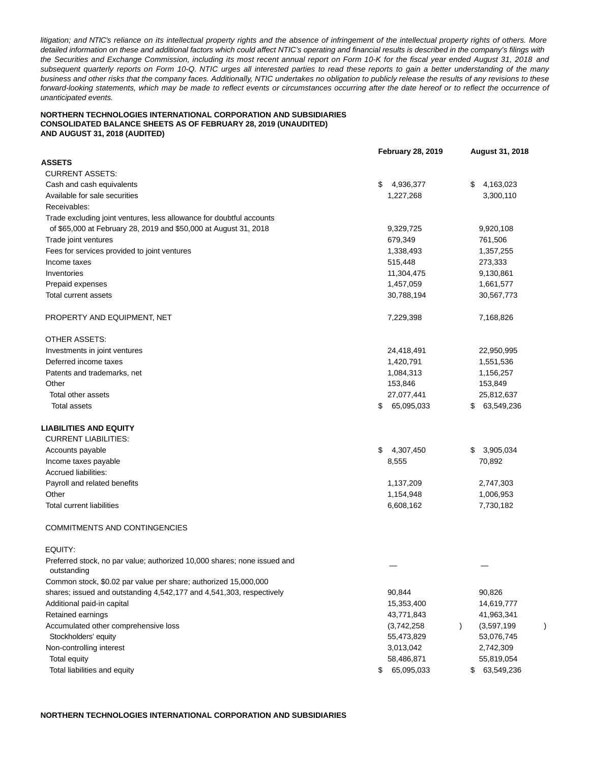*litigation; and NTIC's reliance on its intellectual property rights and the absence of infringement of the intellectual property rights of others. More detailed information on these and additional factors which could affect NTIC's operating and financial results is described in the company's filings with the Securities and Exchange Commission, including its most recent annual report on Form 10-K for the fiscal year ended August 31, 2018 and subsequent quarterly reports on Form 10-Q. NTIC urges all interested parties to read these reports to gain a better understanding of the many business and other risks that the company faces. Additionally, NTIC undertakes no obligation to publicly release the results of any revisions to these forward-looking statements, which may be made to reflect events or circumstances occurring after the date hereof or to reflect the occurrence of unanticipated events.*

**NORTHERN TECHNOLOGIES INTERNATIONAL CORPORATION AND SUBSIDIARIES**
**CONSOLIDATED BALANCE SHEETS AS OF FEBRUARY 28, 2019 (UNAUDITED)**
**AND AUGUST 31, 2018 (AUDITED)**

| | February 28, 2019 | August 31, 2018 |
|---|---|---|
| **ASSETS** | | |
| CURRENT ASSETS: | | |
| Cash and cash equivalents | $ 4,936,377 | $ 4,163,023 |
| Available for sale securities | 1,227,268 | 3,300,110 |
| Receivables: | | |
| Trade excluding joint ventures, less allowance for doubtful accounts of $65,000 at February 28, 2019 and $50,000 at August 31, 2018 | 9,329,725 | 9,920,108 |
| Trade joint ventures | 679,349 | 761,506 |
| Fees for services provided to joint ventures | 1,338,493 | 1,357,255 |
| Income taxes | 515,448 | 273,333 |
| Inventories | 11,304,475 | 9,130,861 |
| Prepaid expenses | 1,457,059 | 1,661,577 |
| Total current assets | 30,788,194 | 30,567,773 |
| | | |
| PROPERTY AND EQUIPMENT, NET | 7,229,398 | 7,168,826 |
| | | |
| OTHER ASSETS: | | |
| Investments in joint ventures | 24,418,491 | 22,950,995 |
| Deferred income taxes | 1,420,791 | 1,551,536 |
| Patents and trademarks, net | 1,084,313 | 1,156,257 |
| Other | 153,846 | 153,849 |
| Total other assets | 27,077,441 | 25,812,637 |
| Total assets | $ 65,095,033 | $ 63,549,236 |
| | | |
| **LIABILITIES AND EQUITY** | | |
| CURRENT LIABILITIES: | | |
| Accounts payable | $ 4,307,450 | $ 3,905,034 |
| Income taxes payable | 8,555 | 70,892 |
| Accrued liabilities: | | |
| Payroll and related benefits | 1,137,209 | 2,747,303 |
| Other | 1,154,948 | 1,006,953 |
| Total current liabilities | 6,608,162 | 7,730,182 |
| | | |
| COMMITMENTS AND CONTINGENCIES | | |
| | | |
| EQUITY: | | |
| Preferred stock, no par value; authorized 10,000 shares; none issued and outstanding | — | — |
| Common stock, $0.02 par value per share; authorized 15,000,000 shares; issued and outstanding 4,542,177 and 4,541,303, respectively | 90,844 | 90,826 |
| Additional paid-in capital | 15,353,400 | 14,619,777 |
| Retained earnings | 43,771,843 | 41,963,341 |
| Accumulated other comprehensive loss | (3,742,258) | (3,597,199) |
| Stockholders' equity | 55,473,829 | 53,076,745 |
| Non-controlling interest | 3,013,042 | 2,742,309 |
| Total equity | 58,486,871 | 55,819,054 |
| Total liabilities and equity | $ 65,095,033 | $ 63,549,236 |

**NORTHERN TECHNOLOGIES INTERNATIONAL CORPORATION AND SUBSIDIARIES**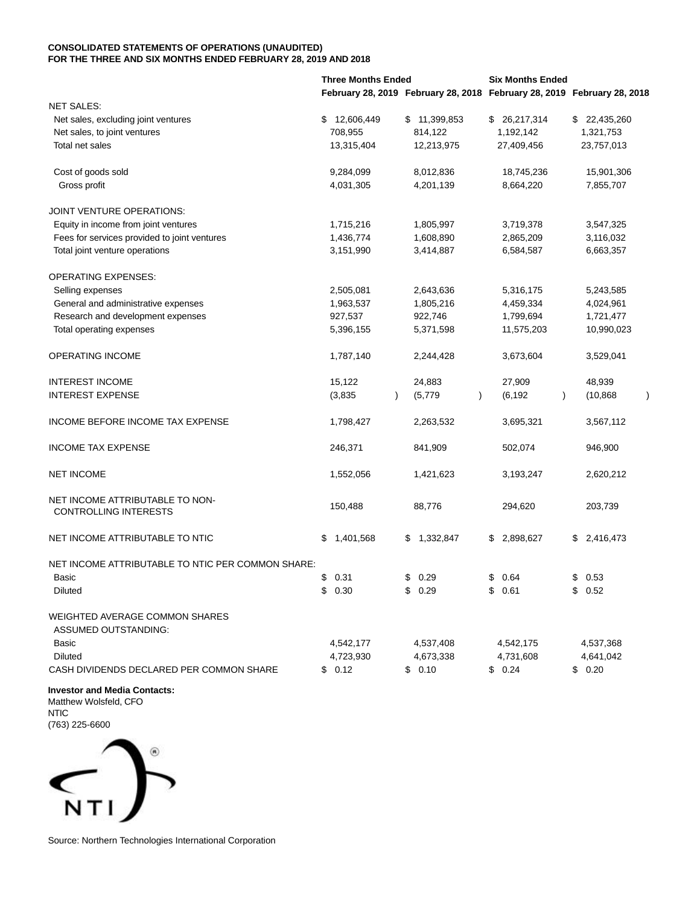**CONSOLIDATED STATEMENTS OF OPERATIONS (UNAUDITED)**
**FOR THE THREE AND SIX MONTHS ENDED FEBRUARY 28, 2019 AND 2018**

| | Three Months Ended | | Six Months Ended | |
|---|---|---|---|---|
| | February 28, 2019 | February 28, 2018 | February 28, 2019 | February 28, 2018 |
| NET SALES: | | | | |
| Net sales, excluding joint ventures | $ 12,606,449 | $ 11,399,853 | $ 26,217,314 | $ 22,435,260 |
| Net sales, to joint ventures | 708,955 | 814,122 | 1,192,142 | 1,321,753 |
| Total net sales | 13,315,404 | 12,213,975 | 27,409,456 | 23,757,013 |
| Cost of goods sold | 9,284,099 | 8,012,836 | 18,745,236 | 15,901,306 |
| Gross profit | 4,031,305 | 4,201,139 | 8,664,220 | 7,855,707 |
| JOINT VENTURE OPERATIONS: | | | | |
| Equity in income from joint ventures | 1,715,216 | 1,805,997 | 3,719,378 | 3,547,325 |
| Fees for services provided to joint ventures | 1,436,774 | 1,608,890 | 2,865,209 | 3,116,032 |
| Total joint venture operations | 3,151,990 | 3,414,887 | 6,584,587 | 6,663,357 |
| OPERATING EXPENSES: | | | | |
| Selling expenses | 2,505,081 | 2,643,636 | 5,316,175 | 5,243,585 |
| General and administrative expenses | 1,963,537 | 1,805,216 | 4,459,334 | 4,024,961 |
| Research and development expenses | 927,537 | 922,746 | 1,799,694 | 1,721,477 |
| Total operating expenses | 5,396,155 | 5,371,598 | 11,575,203 | 10,990,023 |
| OPERATING INCOME | 1,787,140 | 2,244,428 | 3,673,604 | 3,529,041 |
| INTEREST INCOME | 15,122 | 24,883 | 27,909 | 48,939 |
| INTEREST EXPENSE | (3,835 ) | (5,779 ) | (6,192 ) | (10,868 ) |
| INCOME BEFORE INCOME TAX EXPENSE | 1,798,427 | 2,263,532 | 3,695,321 | 3,567,112 |
| INCOME TAX EXPENSE | 246,371 | 841,909 | 502,074 | 946,900 |
| NET INCOME | 1,552,056 | 1,421,623 | 3,193,247 | 2,620,212 |
| NET INCOME ATTRIBUTABLE TO NON-CONTROLLING INTERESTS | 150,488 | 88,776 | 294,620 | 203,739 |
| NET INCOME ATTRIBUTABLE TO NTIC | $ 1,401,568 | $ 1,332,847 | $ 2,898,627 | $ 2,416,473 |
| NET INCOME ATTRIBUTABLE TO NTIC PER COMMON SHARE: | | | | |
| Basic | $ 0.31 | $ 0.29 | $ 0.64 | $ 0.53 |
| Diluted | $ 0.30 | $ 0.29 | $ 0.61 | $ 0.52 |
| WEIGHTED AVERAGE COMMON SHARES ASSUMED OUTSTANDING: | | | | |
| Basic | 4,542,177 | 4,537,408 | 4,542,175 | 4,537,368 |
| Diluted | 4,723,930 | 4,673,338 | 4,731,608 | 4,641,042 |
| CASH DIVIDENDS DECLARED PER COMMON SHARE | $ 0.12 | $ 0.10 | $ 0.24 | $ 0.20 |

**Investor and Media Contacts:**
Matthew Wolsfeld, CFO
NTIC
(763) 225-6600

NTI®

Source: Northern Technologies International Corporation